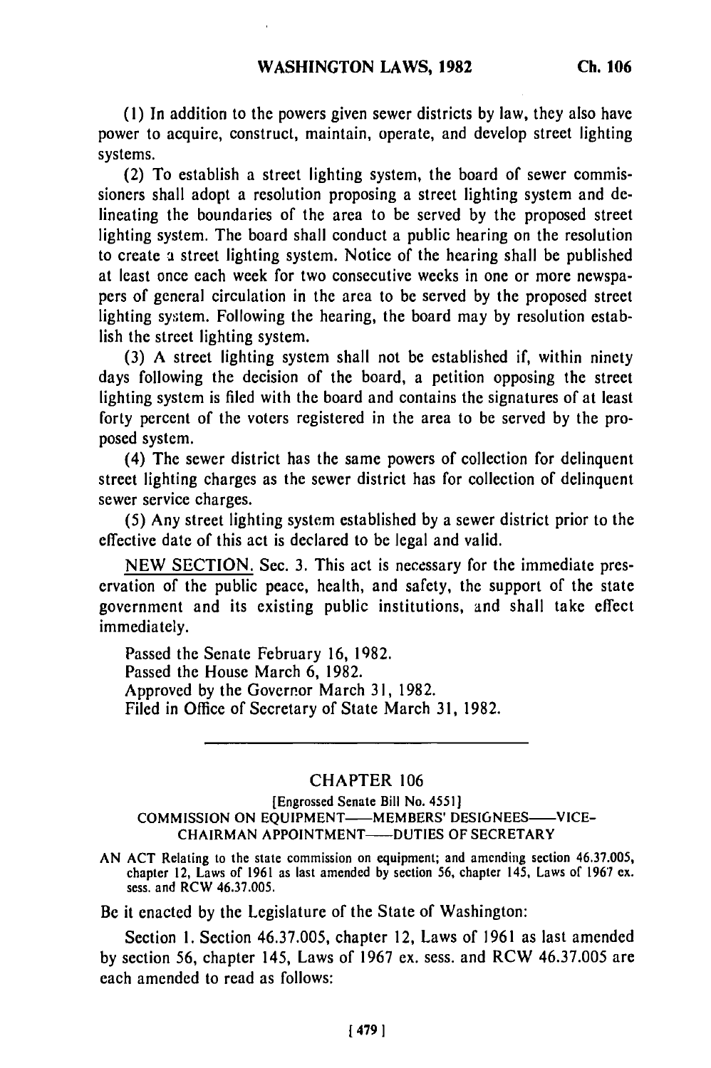(1) In addition to the powers given sewer districts by law, they also have power to acquire, construct, maintain, operate, and develop street lighting systems.

(2) To establish a street lighting system, the board of sewer commissioners shall adopt a resolution proposing a street lighting system and delineating the boundaries of the area to be served by the proposed street lighting system. The board shall conduct a public hearing on the resolution to create a street lighting system. Notice of the hearing shall be published at least once each week for two consecutive weeks in one or more newspapers of general circulation in the area to be served by the proposed street lighting system. Following the hearing, the board may by resolution establish the street lighting system.

(3) A street lighting system shall not be established if, within ninety days following the decision of the board, a petition opposing the street lighting system is filed with the board and contains the signatures of at least forty percent of the voters registered in the area to be served by the proposed system.

(4) The sewer district has the same powers of collection for delinquent street lighting charges as the sewer district has for collection of delinquent sewer service charges.

(5) Any street lighting system established by a sewer district prior to the effective date of this act is declared to be legal and valid.

NEW SECTION. Sec. 3. This act is necessary for the immediate preservation of the public peace, health, and safety, the support of the state government and its existing public institutions, and shall take effect immediately.

Passed the Senate February 16, 1982.
Passed the House March 6, 1982.
Approved by the Governor March 31, 1982.
Filed in Office of Secretary of State March 31, 1982.

---

## CHAPTER 106

[Engrossed Senate Bill No. 4551]

COMMISSION ON EQUIPMENT——MEMBERS' DESIGNEES——VICE-CHAIRMAN APPOINTMENT——DUTIES OF SECRETARY

AN ACT Relating to the state commission on equipment; and amending section 46.37.005, chapter 12, Laws of 1961 as last amended by section 56, chapter 145, Laws of 1967 ex. sess. and RCW 46.37.005.

Be it enacted by the Legislature of the State of Washington:

Section 1. Section 46.37.005, chapter 12, Laws of 1961 as last amended by section 56, chapter 145, Laws of 1967 ex. sess. and RCW 46.37.005 are each amended to read as follows: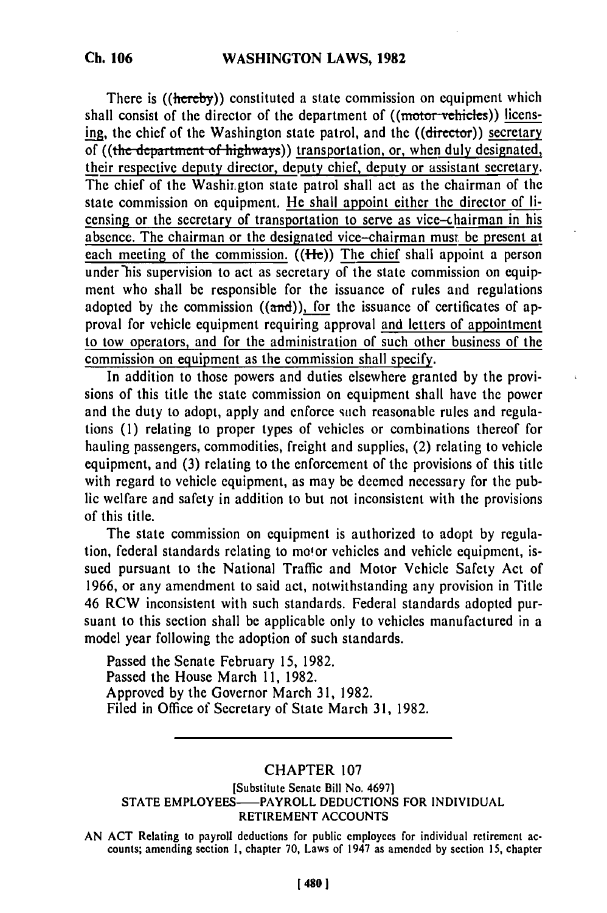There is ((~~hereby~~)) constituted a state commission on equipment which shall consist of the director of the department of ((~~motor vehicles~~)) licensing, the chief of the Washington state patrol, and the ((~~director~~)) secretary of ((~~the department of highways~~)) transportation, or, when duly designated, their respective deputy director, deputy chief, deputy or assistant secretary. The chief of the Washington state patrol shall act as the chairman of the state commission on equipment. He shall appoint either the director of licensing or the secretary of transportation to serve as vice-chairman in his absence. The chairman or the designated vice-chairman must be present at each meeting of the commission. ((~~He~~)) The chief shall appoint a person under his supervision to act as secretary of the state commission on equipment who shall be responsible for the issuance of rules and regulations adopted by the commission ((~~and~~)), for the issuance of certificates of approval for vehicle equipment requiring approval and letters of appointment to tow operators, and for the administration of such other business of the commission on equipment as the commission shall specify.

In addition to those powers and duties elsewhere granted by the provisions of this title the state commission on equipment shall have the power and the duty to adopt, apply and enforce such reasonable rules and regulations (1) relating to proper types of vehicles or combinations thereof for hauling passengers, commodities, freight and supplies, (2) relating to vehicle equipment, and (3) relating to the enforcement of the provisions of this title with regard to vehicle equipment, as may be deemed necessary for the public welfare and safety in addition to but not inconsistent with the provisions of this title.

The state commission on equipment is authorized to adopt by regulation, federal standards relating to motor vehicles and vehicle equipment, issued pursuant to the National Traffic and Motor Vehicle Safety Act of 1966, or any amendment to said act, notwithstanding any provision in Title 46 RCW inconsistent with such standards. Federal standards adopted pursuant to this section shall be applicable only to vehicles manufactured in a model year following the adoption of such standards.

Passed the Senate February 15, 1982.
Passed the House March 11, 1982.
Approved by the Governor March 31, 1982.
Filed in Office of Secretary of State March 31, 1982.

---

## CHAPTER 107

[Substitute Senate Bill No. 4697]

STATE EMPLOYEES—PAYROLL DEDUCTIONS FOR INDIVIDUAL RETIREMENT ACCOUNTS

AN ACT Relating to payroll deductions for public employees for individual retirement accounts; amending section 1, chapter 70, Laws of 1947 as amended by section 15, chapter